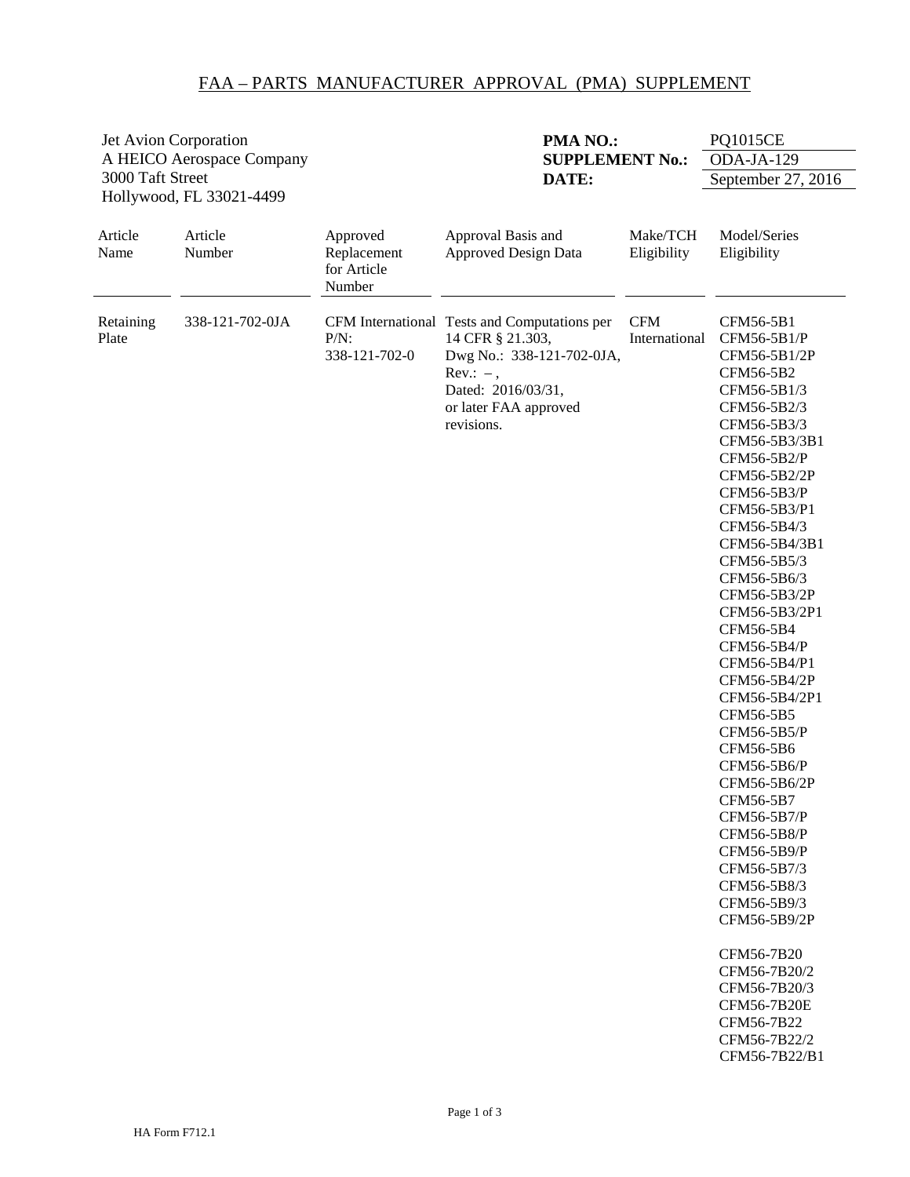# FAA – PARTS MANUFACTURER APPROVAL (PMA) SUPPLEMENT

Jet Avion Corporation
A HEICO Aerospace Company
3000 Taft Street
Hollywood, FL 33021-4499

**PMA NO.:** PQ1015CE
**SUPPLEMENT No.:** ODA-JA-129
**DATE:** September 27, 2016

| Article Name | Article Number | Approved Replacement for Article Number | Approval Basis and Approved Design Data | Make/TCH Eligibility | Model/Series Eligibility |
|---|---|---|---|---|---|
| Retaining Plate | 338-121-702-0JA | CFM International P/N: 338-121-702-0 | Tests and Computations per 14 CFR § 21.303, Dwg No.: 338-121-702-0JA, Rev.: – , Dated: 2016/03/31, or later FAA approved revisions. | CFM International | CFM56-5B1<br>CFM56-5B1/P<br>CFM56-5B1/2P<br>CFM56-5B2<br>CFM56-5B1/3<br>CFM56-5B2/3<br>CFM56-5B3/3<br>CFM56-5B3/3B1<br>CFM56-5B2/P<br>CFM56-5B2/2P<br>CFM56-5B3/P<br>CFM56-5B3/P1<br>CFM56-5B4/3<br>CFM56-5B4/3B1<br>CFM56-5B5/3<br>CFM56-5B6/3<br>CFM56-5B3/2P<br>CFM56-5B3/2P1<br>CFM56-5B4<br>CFM56-5B4/P<br>CFM56-5B4/P1<br>CFM56-5B4/2P<br>CFM56-5B4/2P1<br>CFM56-5B5<br>CFM56-5B5/P<br>CFM56-5B6<br>CFM56-5B6/P<br>CFM56-5B6/2P<br>CFM56-5B7<br>CFM56-5B7/P<br>CFM56-5B8/P<br>CFM56-5B9/P<br>CFM56-5B7/3<br>CFM56-5B8/3<br>CFM56-5B9/3<br>CFM56-5B9/2P<br><br>CFM56-7B20<br>CFM56-7B20/2<br>CFM56-7B20/3<br>CFM56-7B20E<br>CFM56-7B22<br>CFM56-7B22/2<br>CFM56-7B22/B1 |

HA Form F712.1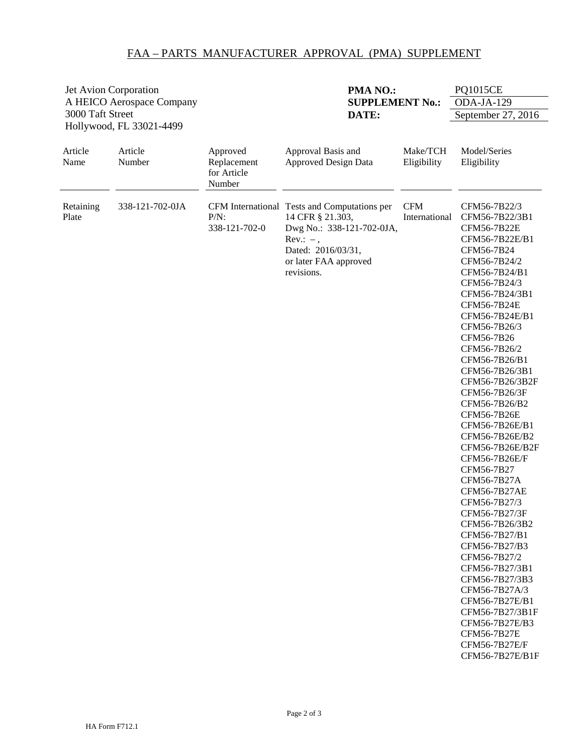# FAA – PARTS MANUFACTURER APPROVAL (PMA) SUPPLEMENT

Jet Avion Corporation
A HEICO Aerospace Company
3000 Taft Street
Hollywood, FL 33021-4499

**PMA NO.:** PQ1015CE
**SUPPLEMENT No.:** ODA-JA-129
**DATE:** September 27, 2016

| Article Name | Article Number | Approved Replacement for Article Number | Approval Basis and Approved Design Data | Make/TCH Eligibility | Model/Series Eligibility |
|---|---|---|---|---|---|
| Retaining Plate | 338-121-702-0JA | CFM International P/N: 338-121-702-0 | Tests and Computations per 14 CFR § 21.303, Dwg No.: 338-121-702-0JA, Rev.: –, Dated: 2016/03/31, or later FAA approved revisions. | CFM International | CFM56-7B22/3<br>CFM56-7B22/3B1<br>CFM56-7B22E<br>CFM56-7B22E/B1<br>CFM56-7B24<br>CFM56-7B24/2<br>CFM56-7B24/B1<br>CFM56-7B24/3<br>CFM56-7B24/3B1<br>CFM56-7B24E<br>CFM56-7B24E/B1<br>CFM56-7B26/3<br>CFM56-7B26<br>CFM56-7B26/2<br>CFM56-7B26/B1<br>CFM56-7B26/3B1<br>CFM56-7B26/3B2F<br>CFM56-7B26/3F<br>CFM56-7B26/B2<br>CFM56-7B26E<br>CFM56-7B26E/B1<br>CFM56-7B26E/B2<br>CFM56-7B26E/B2F<br>CFM56-7B26E/F<br>CFM56-7B27<br>CFM56-7B27A<br>CFM56-7B27AE<br>CFM56-7B27/3<br>CFM56-7B27/3F<br>CFM56-7B26/3B2<br>CFM56-7B27/B1<br>CFM56-7B27/B3<br>CFM56-7B27/2<br>CFM56-7B27/3B1<br>CFM56-7B27/3B3<br>CFM56-7B27A/3<br>CFM56-7B27E/B1<br>CFM56-7B27/3B1F<br>CFM56-7B27E/B3<br>CFM56-7B27E<br>CFM56-7B27E/F<br>CFM56-7B27E/B1F |

HA Form F712.1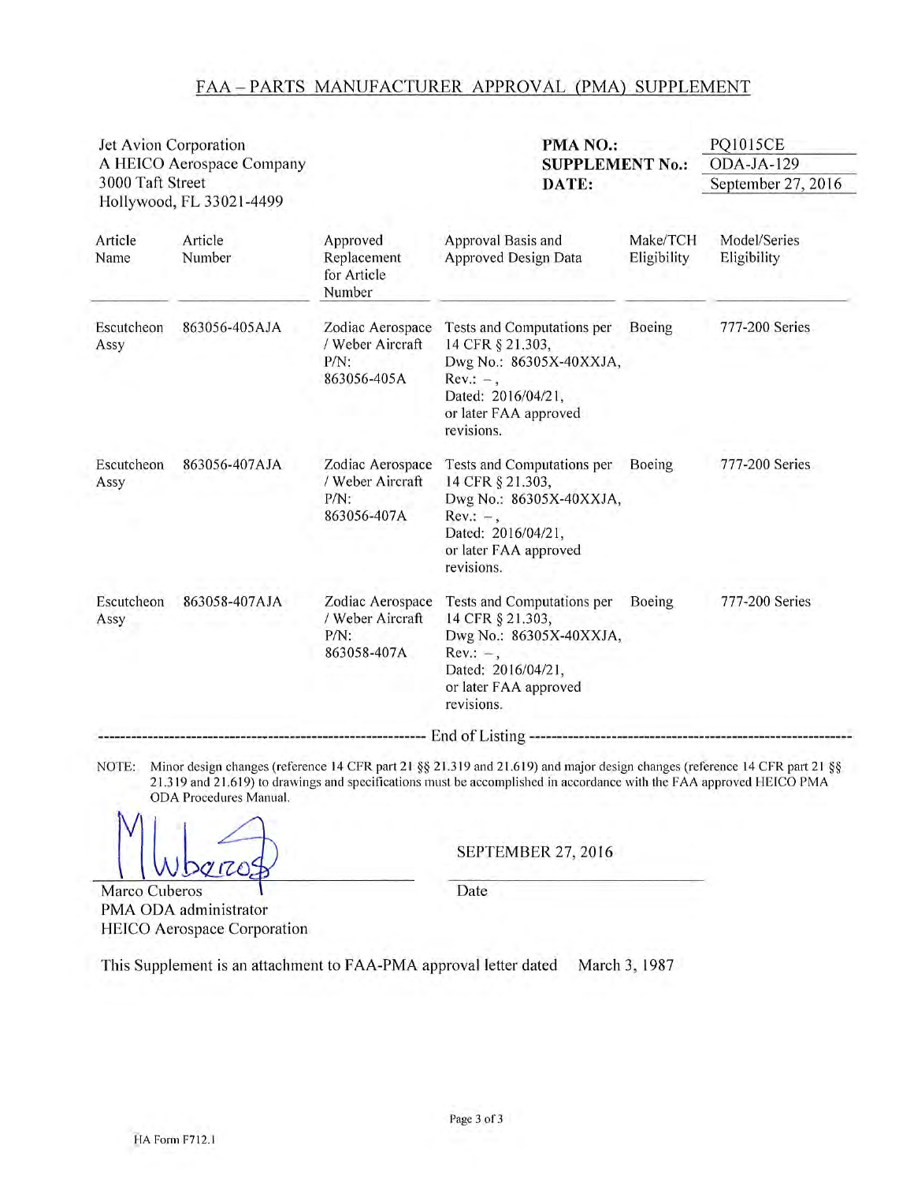# FAA – PARTS MANUFACTURER APPROVAL (PMA) SUPPLEMENT

Jet Avion Corporation
A HEICO Aerospace Company
3000 Taft Street
Hollywood, FL 33021-4499

**PMA NO.:** PQ1015CE
**SUPPLEMENT No.:** ODA-JA-129
**DATE:** September 27, 2016

| Article Name | Article Number | Approved Replacement for Article Number | Approval Basis and Approved Design Data | Make/TCH Eligibility | Model/Series Eligibility |
|---|---|---|---|---|---|
| Escutcheon Assy | 863056-405AJA | Zodiac Aerospace / Weber Aircraft P/N: 863056-405A | Tests and Computations per 14 CFR § 21.303, Dwg No.: 86305X-40XXJA, Rev.: –, Dated: 2016/04/21, or later FAA approved revisions. | Boeing | 777-200 Series |
| Escutcheon Assy | 863056-407AJA | Zodiac Aerospace / Weber Aircraft P/N: 863056-407A | Tests and Computations per 14 CFR § 21.303, Dwg No.: 86305X-40XXJA, Rev.: –, Dated: 2016/04/21, or later FAA approved revisions. | Boeing | 777-200 Series |
| Escutcheon Assy | 863058-407AJA | Zodiac Aerospace / Weber Aircraft P/N: 863058-407A | Tests and Computations per 14 CFR § 21.303, Dwg No.: 86305X-40XXJA, Rev.: –, Dated: 2016/04/21, or later FAA approved revisions. | Boeing | 777-200 Series |

------------------------------------------------------------ End of Listing ------------------------------------------------------------

NOTE: Minor design changes (reference 14 CFR part 21 §§ 21.319 and 21.619) and major design changes (reference 14 CFR part 21 §§ 21.319 and 21.619) to drawings and specifications must be accomplished in accordance with the FAA approved HEICO PMA ODA Procedures Manual.

Marco Cuberos
PMA ODA administrator
HEICO Aerospace Corporation

SEPTEMBER 27, 2016
Date

This Supplement is an attachment to FAA-PMA approval letter dated March 3, 1987

HA Form F712.1